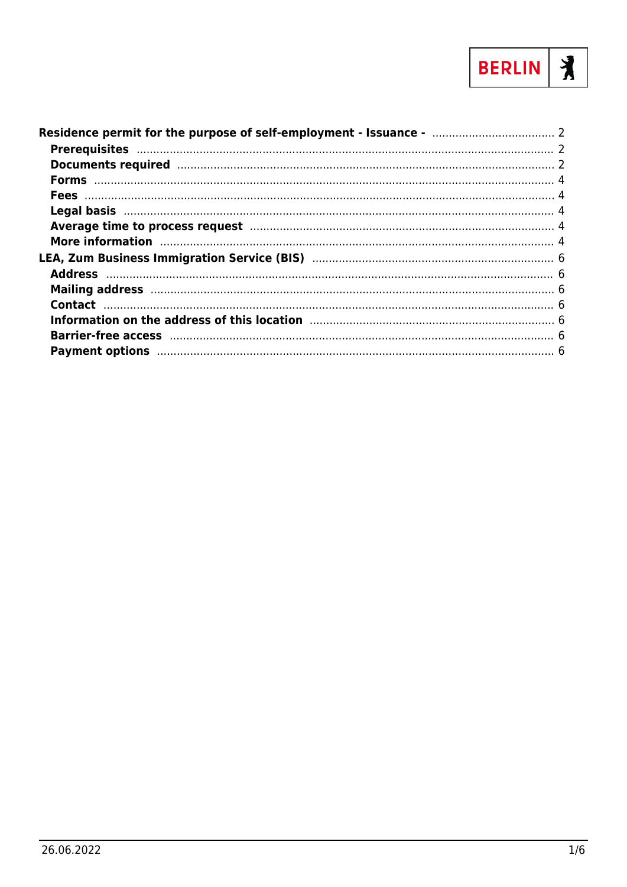BERLIN

- **Residence permit for the purpose of self-employment - Issuance -** ..... 2
  - **Prerequisites** ..... 2
  - **Documents required** ..... 2
  - **Forms** ..... 4
  - **Fees** ..... 4
  - **Legal basis** ..... 4
  - **Average time to process request** ..... 4
  - **More information** ..... 4
- **LEA, Zum Business Immigration Service (BIS)** ..... 6
  - **Address** ..... 6
  - **Mailing address** ..... 6
  - **Contact** ..... 6
  - **Information on the address of this location** ..... 6
  - **Barrier-free access** ..... 6
  - **Payment options** ..... 6

26.06.2022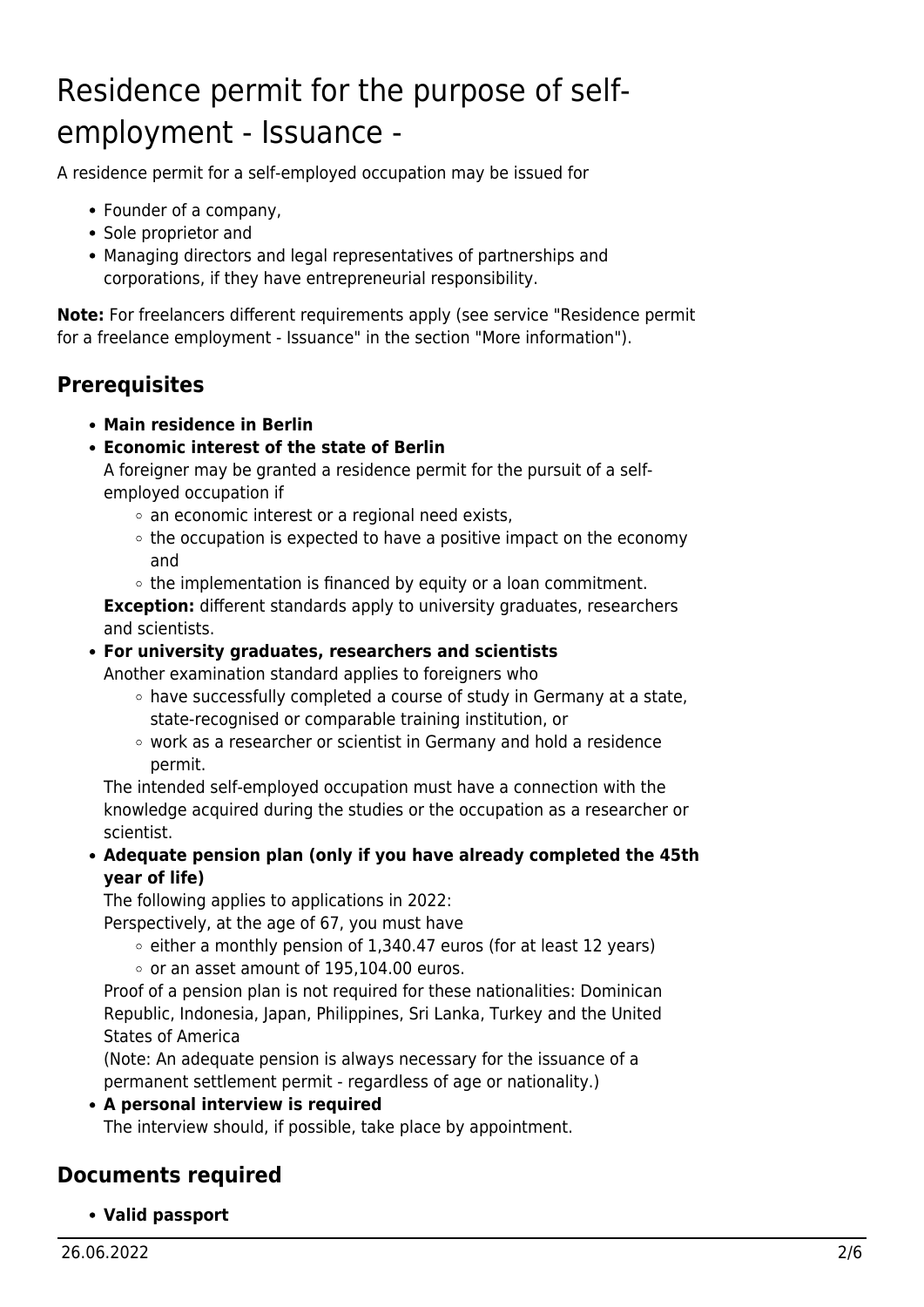# Residence permit for the purpose of self-employment - Issuance -

A residence permit for a self-employed occupation may be issued for

- Founder of a company,
- Sole proprietor and
- Managing directors and legal representatives of partnerships and corporations, if they have entrepreneurial responsibility.

**Note:** For freelancers different requirements apply (see service "Residence permit for a freelance employment - Issuance" in the section "More information").

## Prerequisites

- **Main residence in Berlin**
- **Economic interest of the state of Berlin**
  A foreigner may be granted a residence permit for the pursuit of a self-employed occupation if
  - an economic interest or a regional need exists,
  - the occupation is expected to have a positive impact on the economy and
  - the implementation is financed by equity or a loan commitment.

  **Exception:** different standards apply to university graduates, researchers and scientists.
- **For university graduates, researchers and scientists**
  Another examination standard applies to foreigners who
  - have successfully completed a course of study in Germany at a state, state-recognised or comparable training institution, or
  - work as a researcher or scientist in Germany and hold a residence permit.

  The intended self-employed occupation must have a connection with the knowledge acquired during the studies or the occupation as a researcher or scientist.
- **Adequate pension plan (only if you have already completed the 45th year of life)**
  The following applies to applications in 2022:
  Perspectively, at the age of 67, you must have
  - either a monthly pension of 1,340.47 euros (for at least 12 years)
  - or an asset amount of 195,104.00 euros.

  Proof of a pension plan is not required for these nationalities: Dominican Republic, Indonesia, Japan, Philippines, Sri Lanka, Turkey and the United States of America
  (Note: An adequate pension is always necessary for the issuance of a permanent settlement permit - regardless of age or nationality.)
- **A personal interview is required**
  The interview should, if possible, take place by appointment.

## Documents required

- **Valid passport**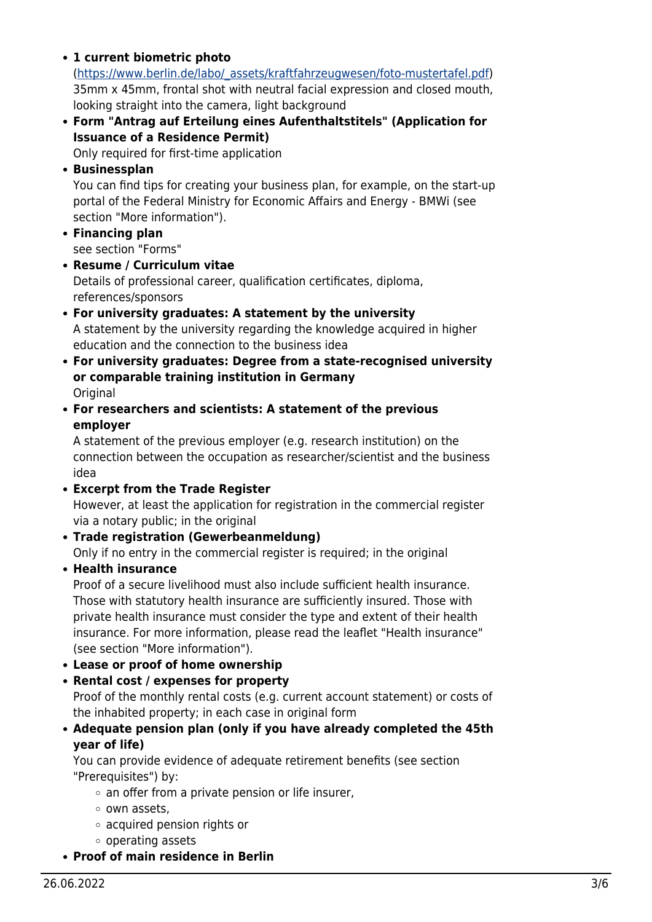- **1 current biometric photo**
  (https://www.berlin.de/labo/_assets/kraftfahrzeugwesen/foto-mustertafel.pdf)
  35mm x 45mm, frontal shot with neutral facial expression and closed mouth, looking straight into the camera, light background
- **Form "Antrag auf Erteilung eines Aufenthaltstitels" (Application for Issuance of a Residence Permit)**
  Only required for first-time application
- **Businessplan**
  You can find tips for creating your business plan, for example, on the start-up portal of the Federal Ministry for Economic Affairs and Energy - BMWi (see section "More information").
- **Financing plan**
  see section "Forms"
- **Resume / Curriculum vitae**
  Details of professional career, qualification certificates, diploma, references/sponsors
- **For university graduates: A statement by the university**
  A statement by the university regarding the knowledge acquired in higher education and the connection to the business idea
- **For university graduates: Degree from a state-recognised university or comparable training institution in Germany**
  Original
- **For researchers and scientists: A statement of the previous employer**
  A statement of the previous employer (e.g. research institution) on the connection between the occupation as researcher/scientist and the business idea
- **Excerpt from the Trade Register**
  However, at least the application for registration in the commercial register via a notary public; in the original
- **Trade registration (Gewerbeanmeldung)**
  Only if no entry in the commercial register is required; in the original
- **Health insurance**
  Proof of a secure livelihood must also include sufficient health insurance. Those with statutory health insurance are sufficiently insured. Those with private health insurance must consider the type and extent of their health insurance. For more information, please read the leaflet "Health insurance" (see section "More information").
- **Lease or proof of home ownership**
- **Rental cost / expenses for property**
  Proof of the monthly rental costs (e.g. current account statement) or costs of the inhabited property; in each case in original form
- **Adequate pension plan (only if you have already completed the 45th year of life)**
  You can provide evidence of adequate retirement benefits (see section "Prerequisites") by:
  - an offer from a private pension or life insurer,
  - own assets,
  - acquired pension rights or
  - operating assets
- **Proof of main residence in Berlin**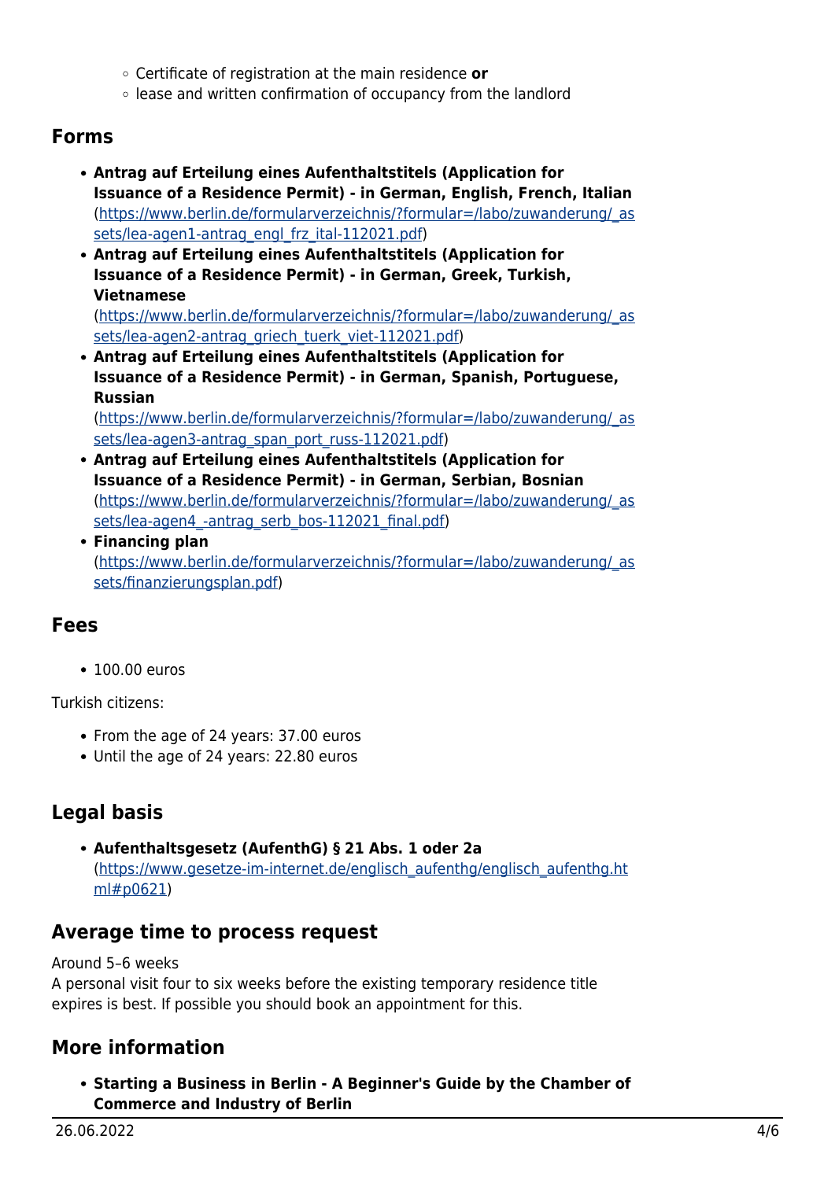- Certificate of registration at the main residence **or**
- lease and written confirmation of occupancy from the landlord

## Forms

- **Antrag auf Erteilung eines Aufenthaltstitels (Application for Issuance of a Residence Permit) - in German, English, French, Italian** (https://www.berlin.de/formularverzeichnis/?formular=/labo/zuwanderung/_assets/lea-agen1-antrag_engl_frz_ital-112021.pdf)
- **Antrag auf Erteilung eines Aufenthaltstitels (Application for Issuance of a Residence Permit) - in German, Greek, Turkish, Vietnamese** (https://www.berlin.de/formularverzeichnis/?formular=/labo/zuwanderung/_assets/lea-agen2-antrag_griech_tuerk_viet-112021.pdf)
- **Antrag auf Erteilung eines Aufenthaltstitels (Application for Issuance of a Residence Permit) - in German, Spanish, Portuguese, Russian** (https://www.berlin.de/formularverzeichnis/?formular=/labo/zuwanderung/_assets/lea-agen3-antrag_span_port_russ-112021.pdf)
- **Antrag auf Erteilung eines Aufenthaltstitels (Application for Issuance of a Residence Permit) - in German, Serbian, Bosnian** (https://www.berlin.de/formularverzeichnis/?formular=/labo/zuwanderung/_assets/lea-agen4_-antrag_serb_bos-112021_final.pdf)
- **Financing plan** (https://www.berlin.de/formularverzeichnis/?formular=/labo/zuwanderung/_assets/finanzierungsplan.pdf)

## Fees

- 100.00 euros

Turkish citizens:

- From the age of 24 years: 37.00 euros
- Until the age of 24 years: 22.80 euros

## Legal basis

- **Aufenthaltsgesetz (AufenthG) § 21 Abs. 1 oder 2a** (https://www.gesetze-im-internet.de/englisch_aufenthg/englisch_aufenthg.html#p0621)

## Average time to process request

Around 5–6 weeks
A personal visit four to six weeks before the existing temporary residence title expires is best. If possible you should book an appointment for this.

## More information

- **Starting a Business in Berlin - A Beginner's Guide by the Chamber of Commerce and Industry of Berlin**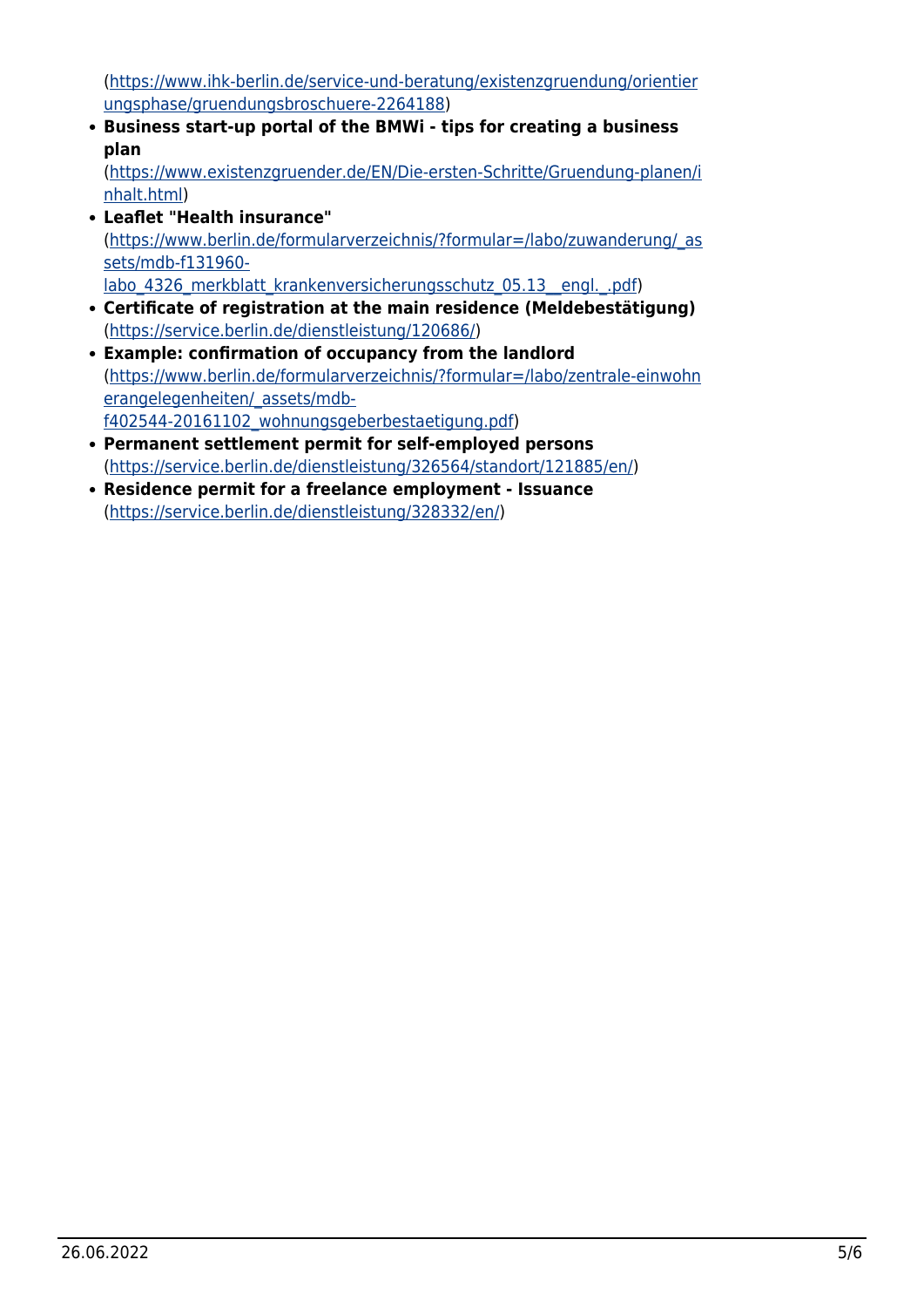(https://www.ihk-berlin.de/service-und-beratung/existenzgruendung/orientierungsphase/gruendungsbroschuere-2264188)

- **Business start-up portal of the BMWi - tips for creating a business plan**
(https://www.existenzgruender.de/EN/Die-ersten-Schritte/Gruendung-planen/inhalt.html)
- **Leaflet "Health insurance"**
(https://www.berlin.de/formularverzeichnis/?formular=/labo/zuwanderung/_assets/mdb-f131960-labo_4326_merkblatt_krankenversicherungsschutz_05.13__engl._.pdf)
- **Certificate of registration at the main residence (Meldebestätigung)**
(https://service.berlin.de/dienstleistung/120686/)
- **Example: confirmation of occupancy from the landlord**
(https://www.berlin.de/formularverzeichnis/?formular=/labo/zentrale-einwohnerangelegenheiten/_assets/mdb-f402544-20161102_wohnungsgeberbestaetigung.pdf)
- **Permanent settlement permit for self-employed persons**
(https://service.berlin.de/dienstleistung/326564/standort/121885/en/)
- **Residence permit for a freelance employment - Issuance**
(https://service.berlin.de/dienstleistung/328332/en/)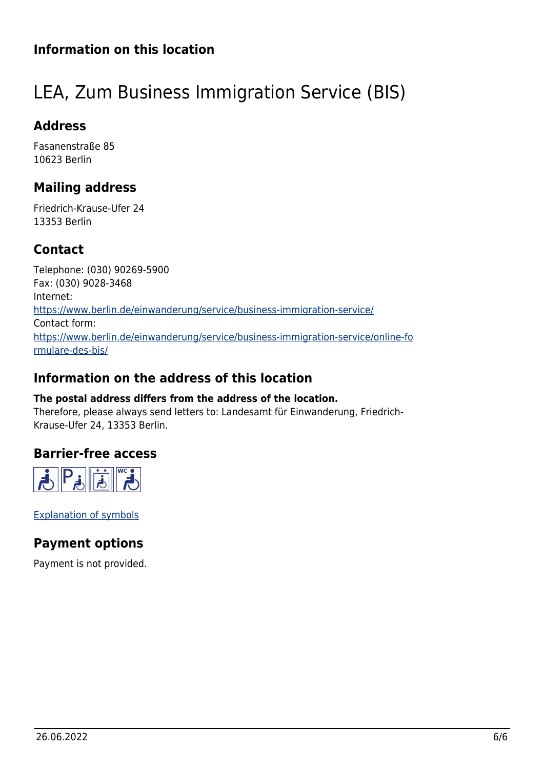## Information on this location

# LEA, Zum Business Immigration Service (BIS)

### Address

Fasanenstraße 85
10623 Berlin

### Mailing address

Friedrich-Krause-Ufer 24
13353 Berlin

### Contact

Telephone: (030) 90269-5900
Fax: (030) 9028-3468
Internet:
https://www.berlin.de/einwanderung/service/business-immigration-service/
Contact form:
https://www.berlin.de/einwanderung/service/business-immigration-service/online-formulare-des-bis/

### Information on the address of this location

**The postal address differs from the address of the location.**
Therefore, please always send letters to: Landesamt für Einwanderung, Friedrich-Krause-Ufer 24, 13353 Berlin.

### Barrier-free access

Explanation of symbols

### Payment options

Payment is not provided.